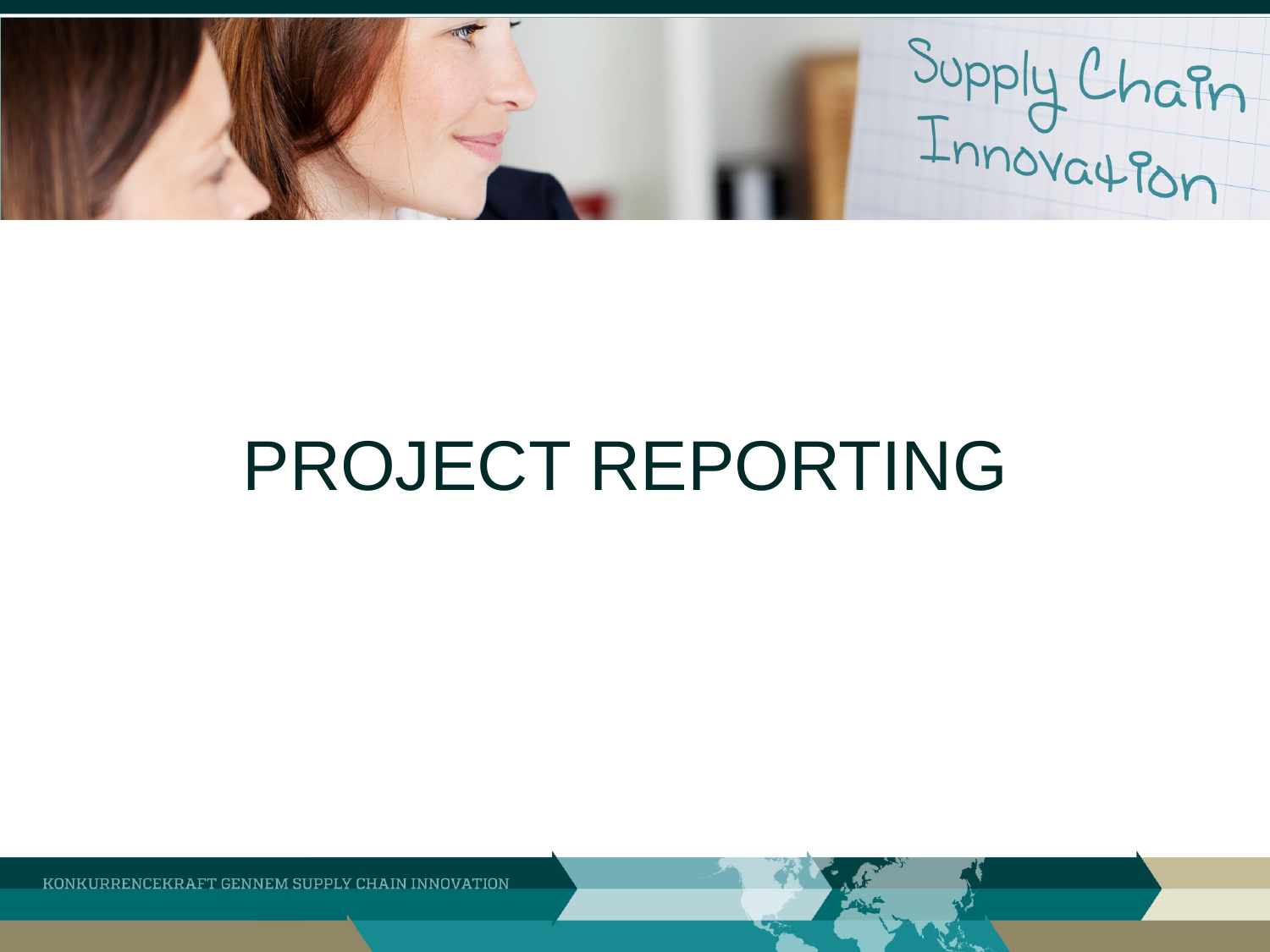# PROJECT REPORTING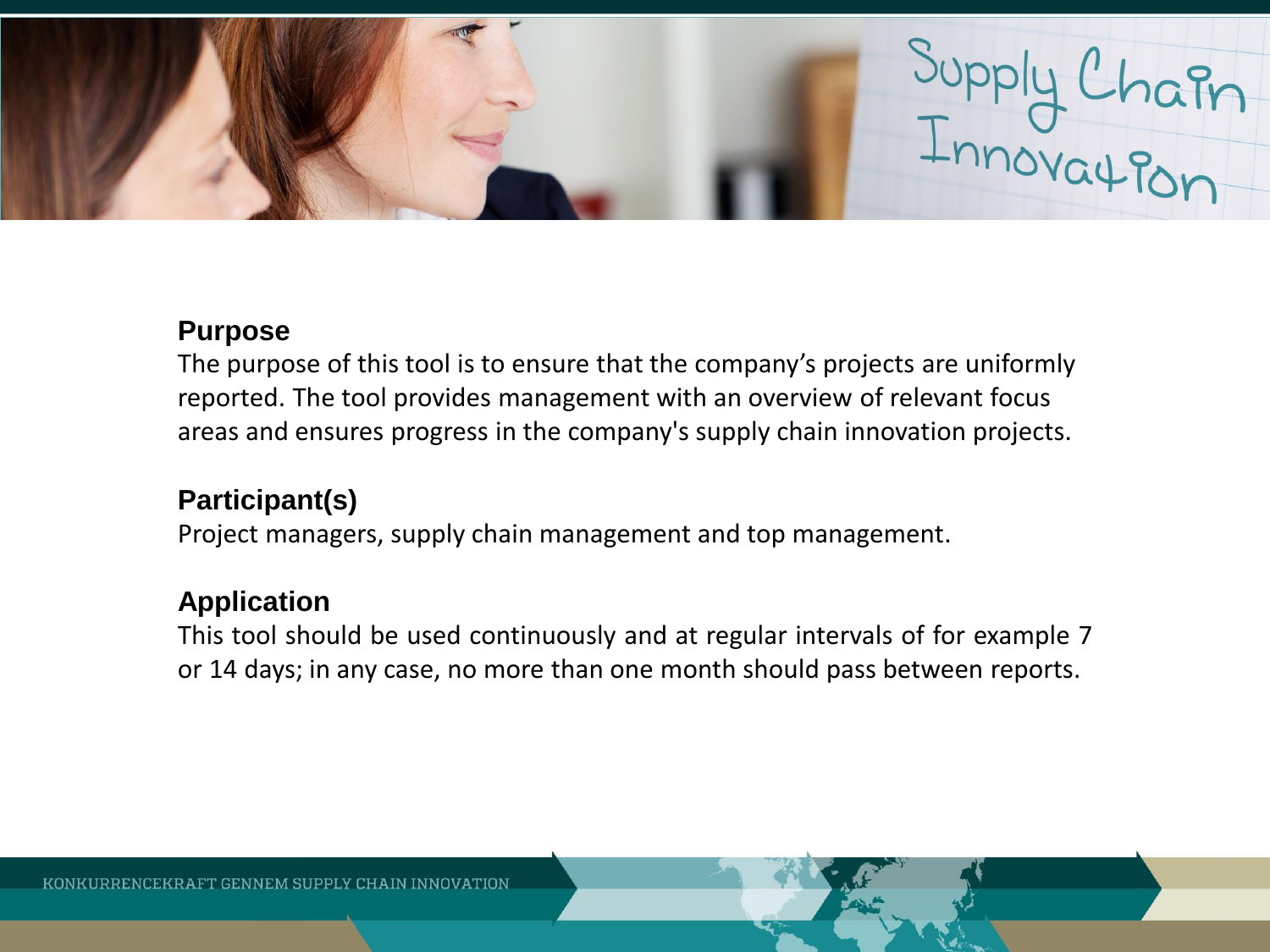## Purpose

The purpose of this tool is to ensure that the company's projects are uniformly reported. The tool provides management with an overview of relevant focus areas and ensures progress in the company's supply chain innovation projects.

## Participant(s)

Project managers, supply chain management and top management.

## Application

This tool should be used continuously and at regular intervals of for example 7 or 14 days; in any case, no more than one month should pass between reports.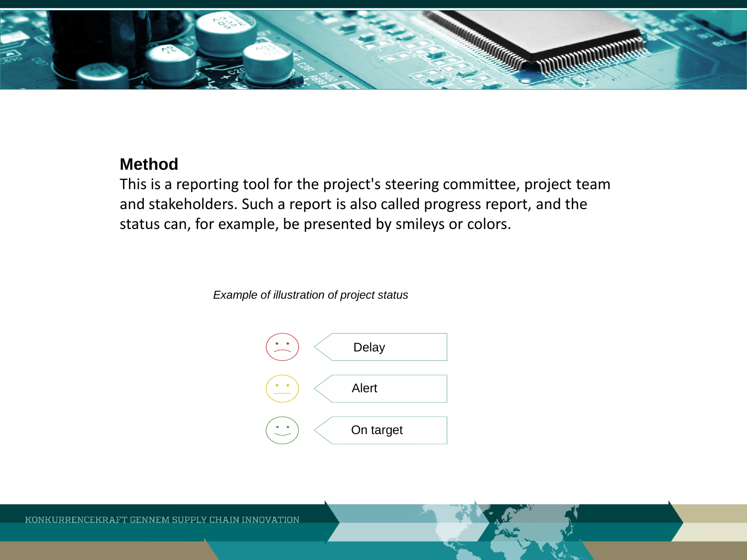## Method

This is a reporting tool for the project's steering committee, project team and stakeholders. Such a report is also called progress report, and the status can, for example, be presented by smileys or colors.

*Example of illustration of project status*

- Delay
- Alert
- On target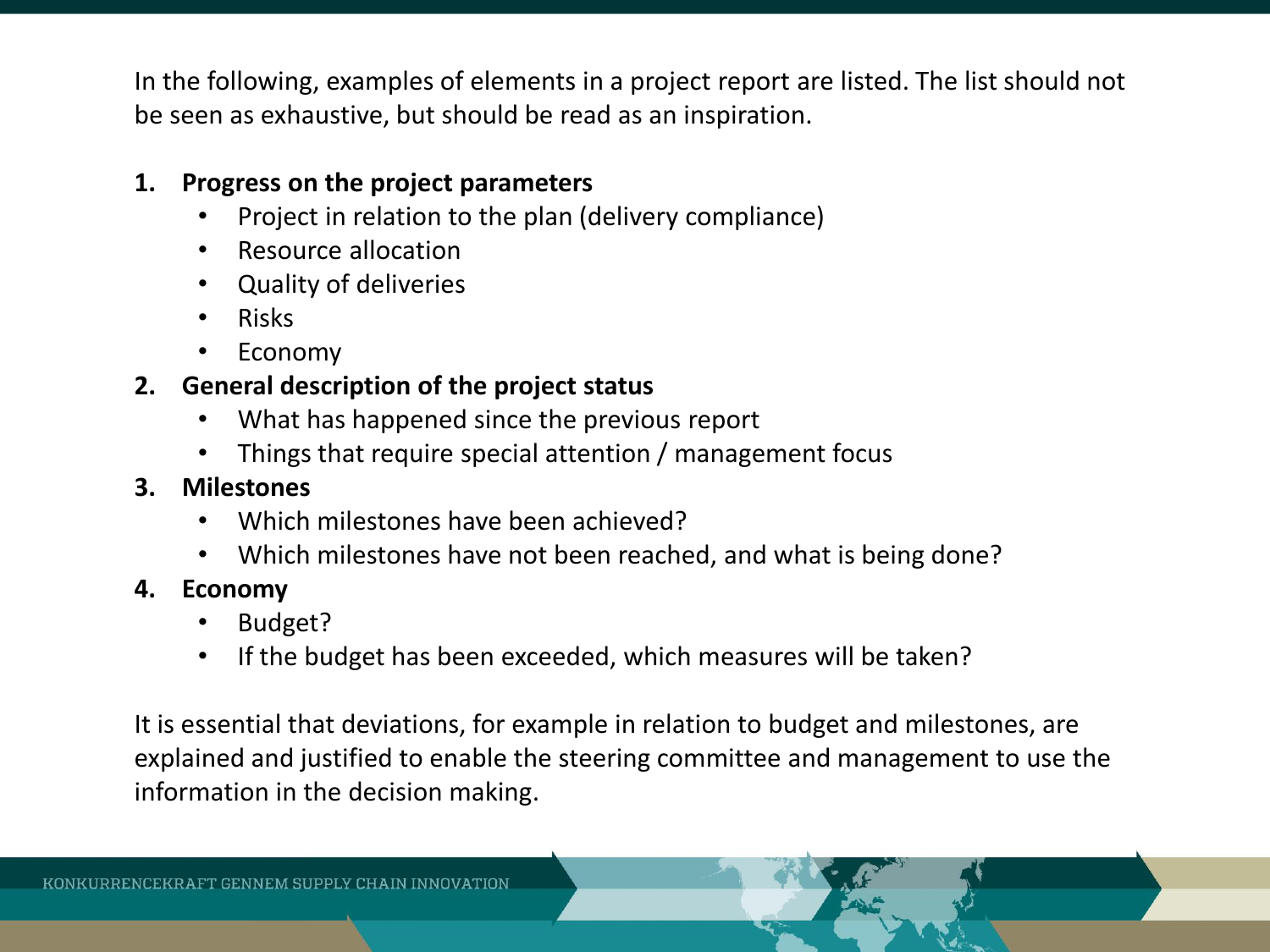In the following, examples of elements in a project report are listed. The list should not be seen as exhaustive, but should be read as an inspiration.

1. **Progress on the project parameters**
   - Project in relation to the plan (delivery compliance)
   - Resource allocation
   - Quality of deliveries
   - Risks
   - Economy
2. **General description of the project status**
   - What has happened since the previous report
   - Things that require special attention / management focus
3. **Milestones**
   - Which milestones have been achieved?
   - Which milestones have not been reached, and what is being done?
4. **Economy**
   - Budget?
   - If the budget has been exceeded, which measures will be taken?

It is essential that deviations, for example in relation to budget and milestones, are explained and justified to enable the steering committee and management to use the information in the decision making.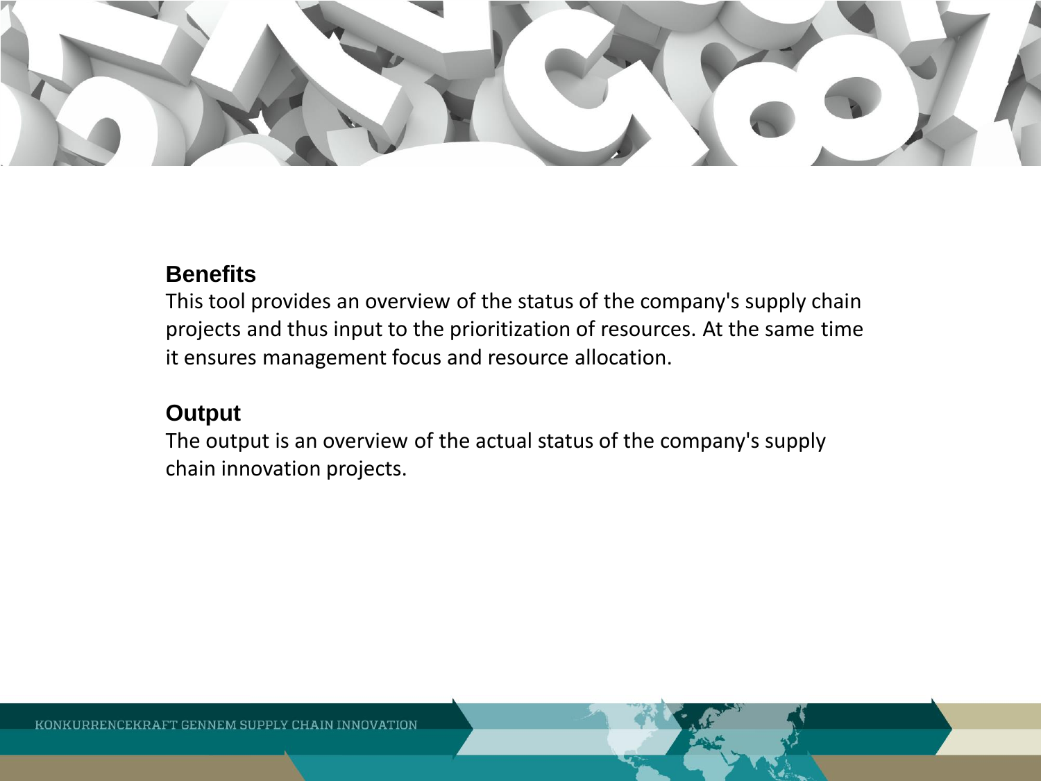## Benefits

This tool provides an overview of the status of the company's supply chain projects and thus input to the prioritization of resources. At the same time it ensures management focus and resource allocation.

## Output

The output is an overview of the actual status of the company's supply chain innovation projects.